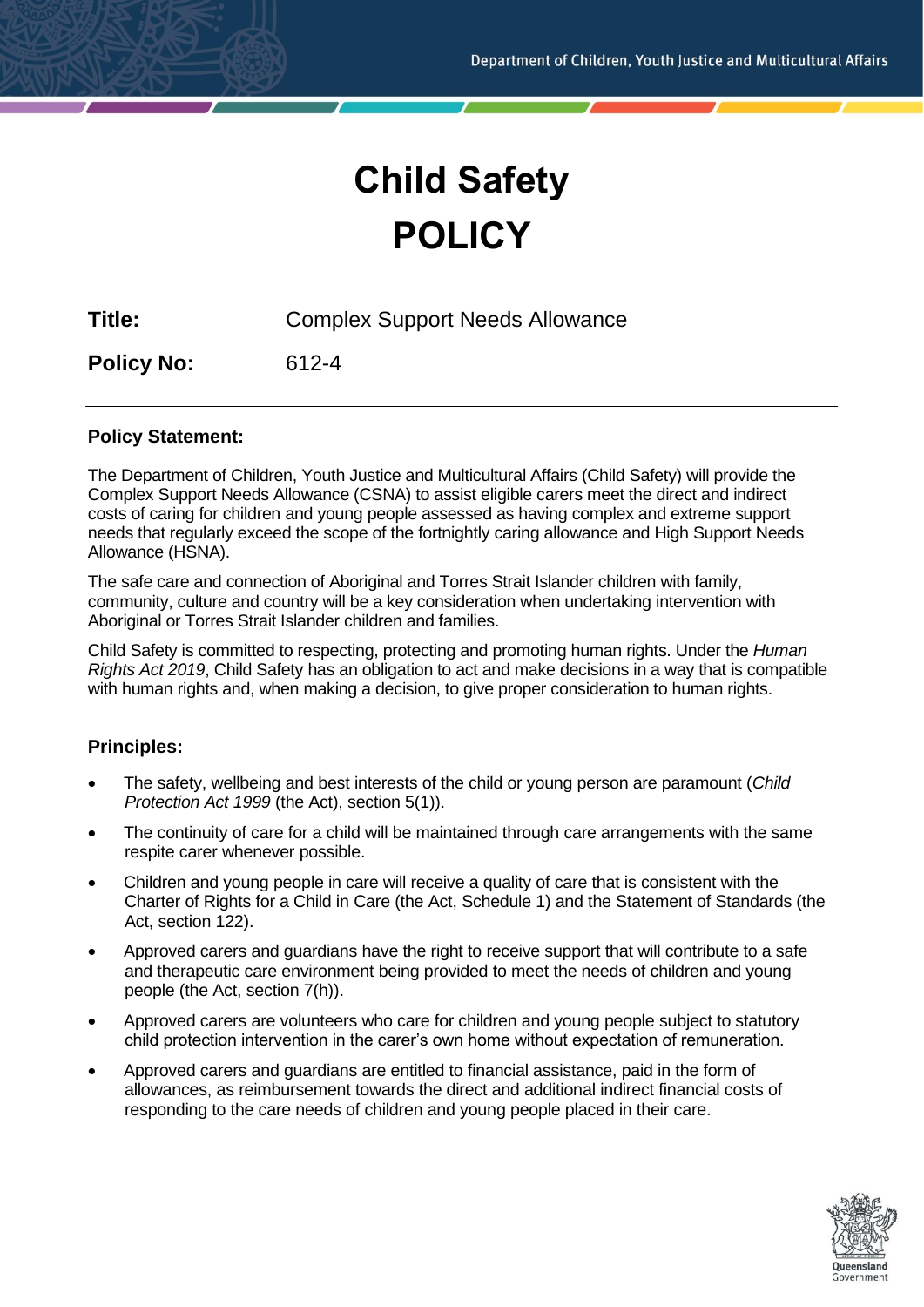# Child Safety POLICY

**Title:** Complex Support Needs Allowance

**Policy No:** 612-4

## Policy Statement:

The Department of Children, Youth Justice and Multicultural Affairs (Child Safety) will provide the Complex Support Needs Allowance (CSNA) to assist eligible carers meet the direct and indirect costs of caring for children and young people assessed as having complex and extreme support needs that regularly exceed the scope of the fortnightly caring allowance and High Support Needs Allowance (HSNA).

The safe care and connection of Aboriginal and Torres Strait Islander children with family, community, culture and country will be a key consideration when undertaking intervention with Aboriginal or Torres Strait Islander children and families.

Child Safety is committed to respecting, protecting and promoting human rights. Under the *Human Rights Act 2019*, Child Safety has an obligation to act and make decisions in a way that is compatible with human rights and, when making a decision, to give proper consideration to human rights.

## Principles:

- The safety, wellbeing and best interests of the child or young person are paramount (*Child Protection Act 1999* (the Act), section 5(1)).
- The continuity of care for a child will be maintained through care arrangements with the same respite carer whenever possible.
- Children and young people in care will receive a quality of care that is consistent with the Charter of Rights for a Child in Care (the Act, Schedule 1) and the Statement of Standards (the Act, section 122).
- Approved carers and guardians have the right to receive support that will contribute to a safe and therapeutic care environment being provided to meet the needs of children and young people (the Act, section 7(h)).
- Approved carers are volunteers who care for children and young people subject to statutory child protection intervention in the carer's own home without expectation of remuneration.
- Approved carers and guardians are entitled to financial assistance, paid in the form of allowances, as reimbursement towards the direct and additional indirect financial costs of responding to the care needs of children and young people placed in their care.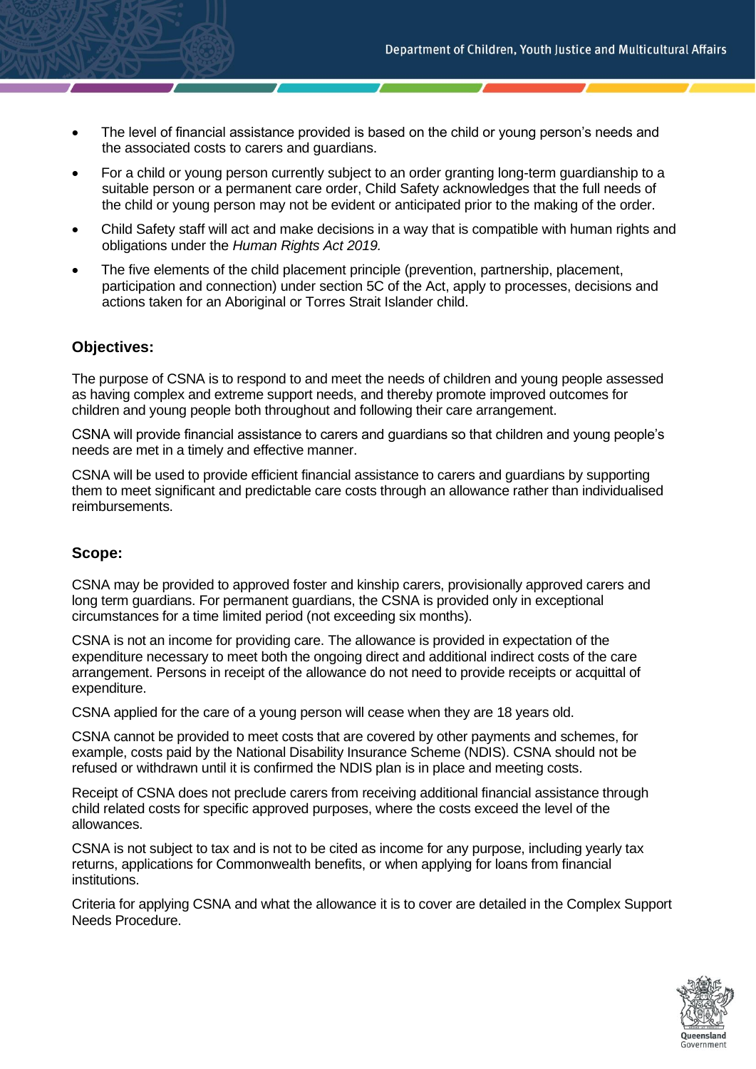- The level of financial assistance provided is based on the child or young person's needs and the associated costs to carers and guardians.
- For a child or young person currently subject to an order granting long-term guardianship to a suitable person or a permanent care order, Child Safety acknowledges that the full needs of the child or young person may not be evident or anticipated prior to the making of the order.
- Child Safety staff will act and make decisions in a way that is compatible with human rights and obligations under the *Human Rights Act 2019.*
- The five elements of the child placement principle (prevention, partnership, placement, participation and connection) under section 5C of the Act, apply to processes, decisions and actions taken for an Aboriginal or Torres Strait Islander child.

## Objectives:

The purpose of CSNA is to respond to and meet the needs of children and young people assessed as having complex and extreme support needs, and thereby promote improved outcomes for children and young people both throughout and following their care arrangement.

CSNA will provide financial assistance to carers and guardians so that children and young people's needs are met in a timely and effective manner.

CSNA will be used to provide efficient financial assistance to carers and guardians by supporting them to meet significant and predictable care costs through an allowance rather than individualised reimbursements.

## Scope:

CSNA may be provided to approved foster and kinship carers, provisionally approved carers and long term guardians. For permanent guardians, the CSNA is provided only in exceptional circumstances for a time limited period (not exceeding six months).

CSNA is not an income for providing care. The allowance is provided in expectation of the expenditure necessary to meet both the ongoing direct and additional indirect costs of the care arrangement. Persons in receipt of the allowance do not need to provide receipts or acquittal of expenditure.

CSNA applied for the care of a young person will cease when they are 18 years old.

CSNA cannot be provided to meet costs that are covered by other payments and schemes, for example, costs paid by the National Disability Insurance Scheme (NDIS). CSNA should not be refused or withdrawn until it is confirmed the NDIS plan is in place and meeting costs.

Receipt of CSNA does not preclude carers from receiving additional financial assistance through child related costs for specific approved purposes, where the costs exceed the level of the allowances.

CSNA is not subject to tax and is not to be cited as income for any purpose, including yearly tax returns, applications for Commonwealth benefits, or when applying for loans from financial institutions.

Criteria for applying CSNA and what the allowance it is to cover are detailed in the Complex Support Needs Procedure.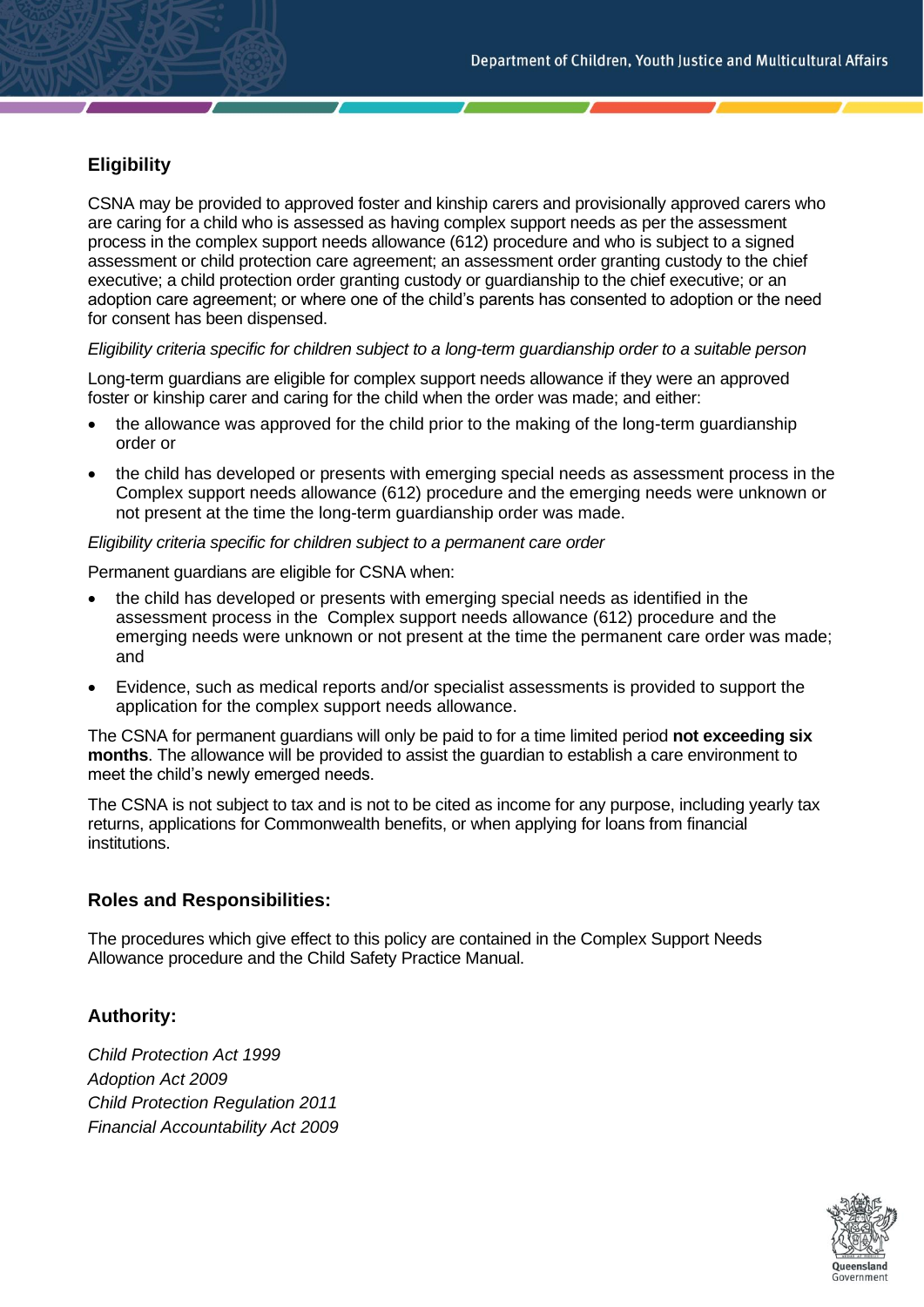## Eligibility

CSNA may be provided to approved foster and kinship carers and provisionally approved carers who are caring for a child who is assessed as having complex support needs as per the assessment process in the complex support needs allowance (612) procedure and who is subject to a signed assessment or child protection care agreement; an assessment order granting custody to the chief executive; a child protection order granting custody or guardianship to the chief executive; or an adoption care agreement; or where one of the child's parents has consented to adoption or the need for consent has been dispensed.

*Eligibility criteria specific for children subject to a long-term guardianship order to a suitable person*

Long-term guardians are eligible for complex support needs allowance if they were an approved foster or kinship carer and caring for the child when the order was made; and either:

- the allowance was approved for the child prior to the making of the long-term guardianship order or
- the child has developed or presents with emerging special needs as assessment process in the Complex support needs allowance (612) procedure and the emerging needs were unknown or not present at the time the long-term guardianship order was made.

*Eligibility criteria specific for children subject to a permanent care order*

Permanent guardians are eligible for CSNA when:

- the child has developed or presents with emerging special needs as identified in the assessment process in the Complex support needs allowance (612) procedure and the emerging needs were unknown or not present at the time the permanent care order was made; and
- Evidence, such as medical reports and/or specialist assessments is provided to support the application for the complex support needs allowance.

The CSNA for permanent guardians will only be paid to for a time limited period **not exceeding six months**. The allowance will be provided to assist the guardian to establish a care environment to meet the child's newly emerged needs.

The CSNA is not subject to tax and is not to be cited as income for any purpose, including yearly tax returns, applications for Commonwealth benefits, or when applying for loans from financial institutions.

## Roles and Responsibilities:

The procedures which give effect to this policy are contained in the Complex Support Needs Allowance procedure and the Child Safety Practice Manual.

## Authority:

*Child Protection Act 1999*
*Adoption Act 2009*
*Child Protection Regulation 2011*
*Financial Accountability Act 2009*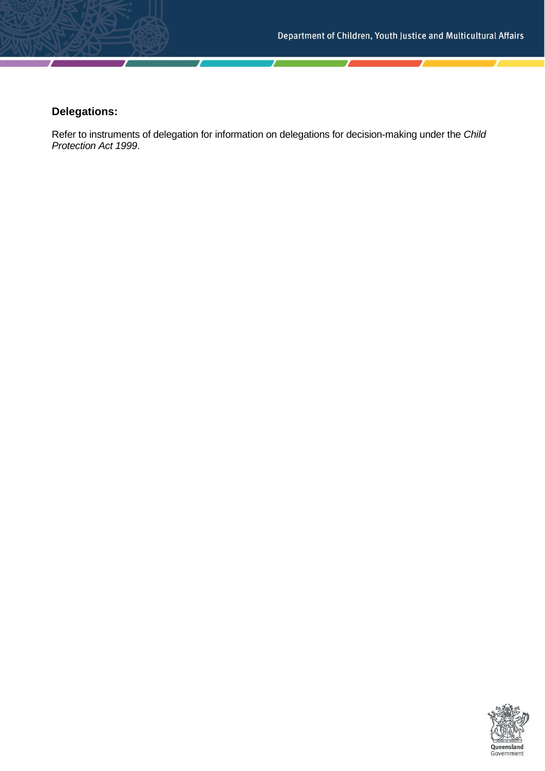**Delegations:**

Refer to instruments of delegation for information on delegations for decision-making under the *Child Protection Act 1999*.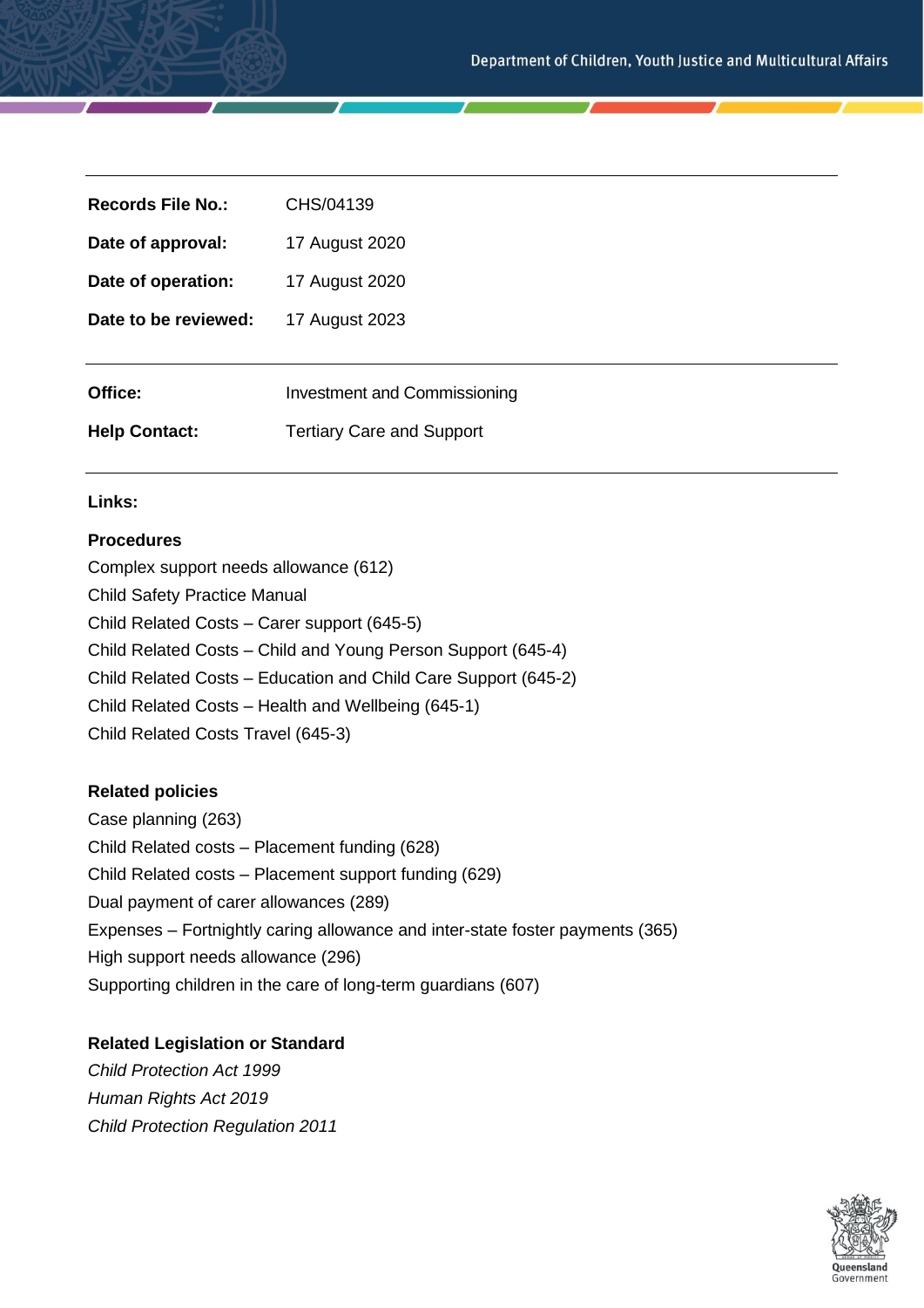| | |
|---|---|
| **Records File No.:** | CHS/04139 |
| **Date of approval:** | 17 August 2020 |
| **Date of operation:** | 17 August 2020 |
| **Date to be reviewed:** | 17 August 2023 |
| **Office:** | Investment and Commissioning |
| **Help Contact:** | Tertiary Care and Support |

**Links:**

**Procedures**

Complex support needs allowance (612)
Child Safety Practice Manual
Child Related Costs – Carer support (645-5)
Child Related Costs – Child and Young Person Support (645-4)
Child Related Costs – Education and Child Care Support (645-2)
Child Related Costs – Health and Wellbeing (645-1)
Child Related Costs Travel (645-3)

**Related policies**

Case planning (263)
Child Related costs – Placement funding (628)
Child Related costs – Placement support funding (629)
Dual payment of carer allowances (289)
Expenses – Fortnightly caring allowance and inter-state foster payments (365)
High support needs allowance (296)
Supporting children in the care of long-term guardians (607)

**Related Legislation or Standard**

*Child Protection Act 1999*
*Human Rights Act 2019*
*Child Protection Regulation 2011*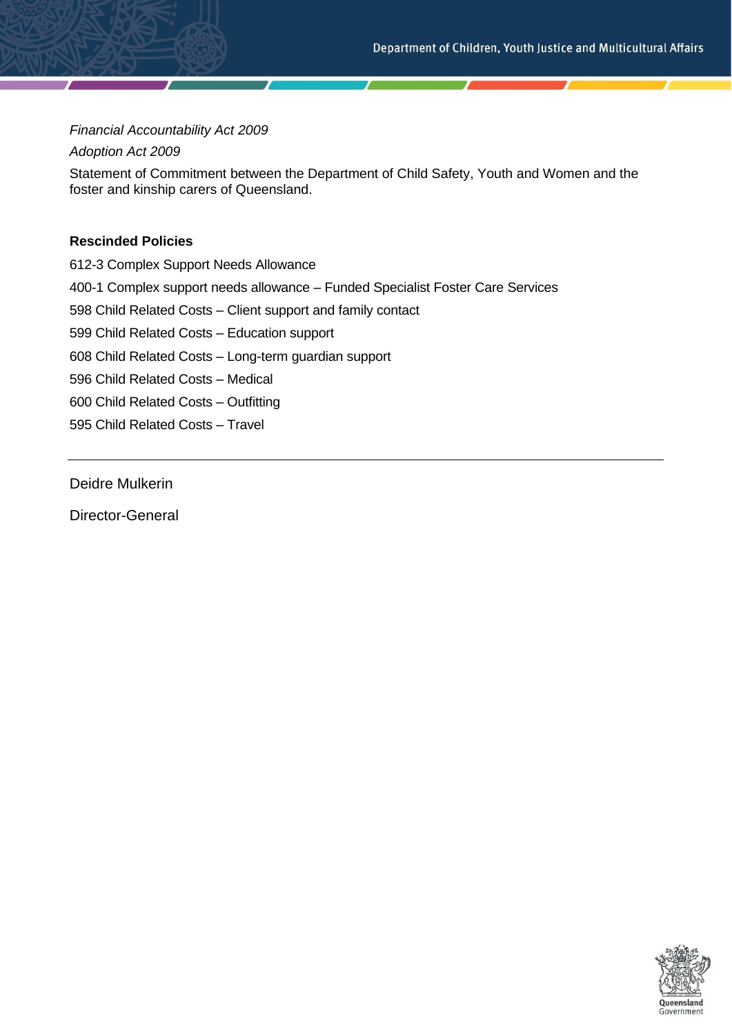*Financial Accountability Act 2009*

*Adoption Act 2009*

Statement of Commitment between the Department of Child Safety, Youth and Women and the foster and kinship carers of Queensland.

**Rescinded Policies**

612-3 Complex Support Needs Allowance

400-1 Complex support needs allowance – Funded Specialist Foster Care Services

598 Child Related Costs – Client support and family contact

599 Child Related Costs – Education support

608 Child Related Costs – Long-term guardian support

596 Child Related Costs – Medical

600 Child Related Costs – Outfitting

595 Child Related Costs – Travel

---

Deidre Mulkerin

Director-General